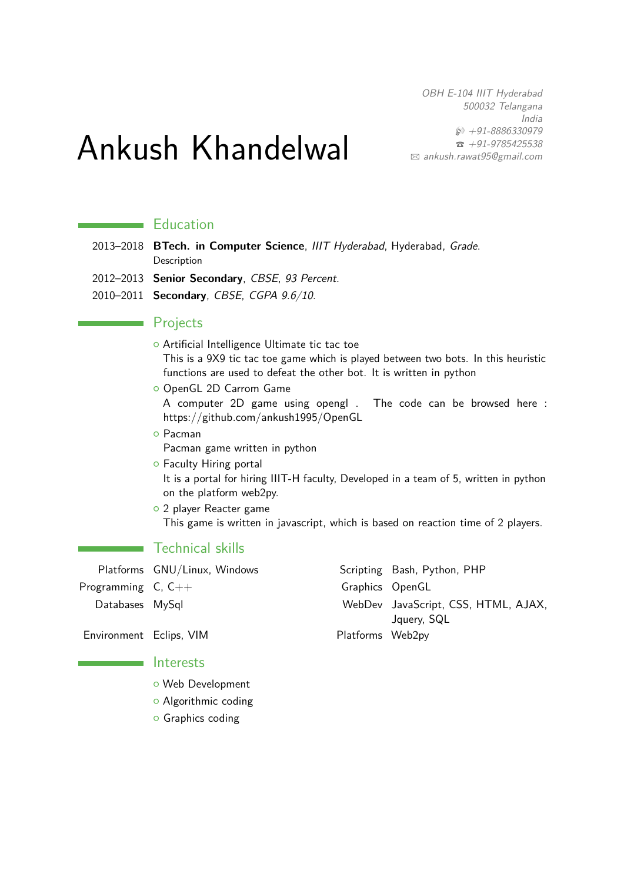# Ankush Khandelwal

*OBH E-104 IIIT Hyderabad*
*500032 Telangana*
*India*
*+91-8886330979*
*+91-9785425538*
*ankush.rawat95@gmail.com*

## Education

2013–2018 **BTech. in Computer Science**, *IIIT Hyderabad*, Hyderabad, *Grade*.
Description

2012–2013 **Senior Secondary**, *CBSE*, *93 Percent*.

2010–2011 **Secondary**, *CBSE*, *CGPA 9.6/10*.

## Projects

- Artificial Intelligence Ultimate tic tac toe
  This is a 9X9 tic tac toe game which is played between two bots. In this heuristic functions are used to defeat the other bot. It is written in python
- OpenGL 2D Carrom Game
  A computer 2D game using opengl . The code can be browsed here : https://github.com/ankush1995/OpenGL
- Pacman
  Pacman game written in python
- Faculty Hiring portal
  It is a portal for hiring IIIT-H faculty, Developed in a team of 5, written in python on the platform web2py.
- 2 player Reacter game
  This game is written in javascript, which is based on reaction time of 2 players.

## Technical skills

| | | | |
|---|---|---|---|
| Platforms | GNU/Linux, Windows | Scripting | Bash, Python, PHP |
| Programming | C, C++ | Graphics | OpenGL |
| Databases | MySql | WebDev | JavaScript, CSS, HTML, AJAX, Jquery, SQL |
| Environment | Eclips, VIM | Platforms | Web2py |

## Interests

- Web Development
- Algorithmic coding
- Graphics coding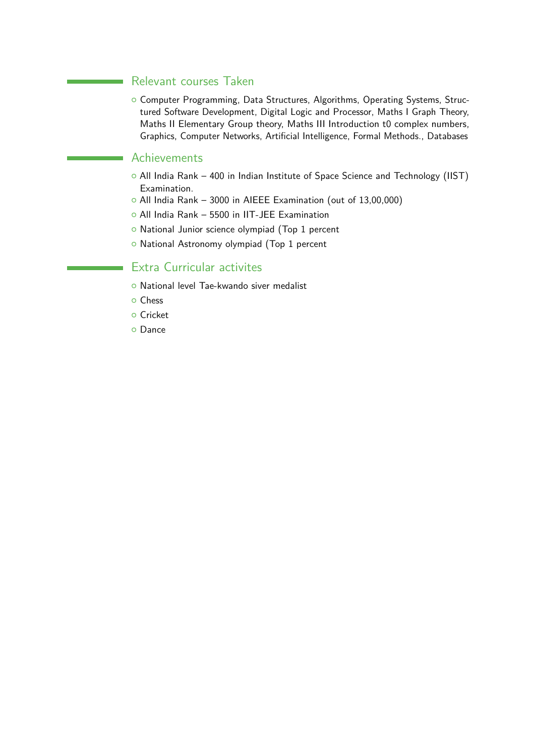## Relevant courses Taken

- Computer Programming, Data Structures, Algorithms, Operating Systems, Structured Software Development, Digital Logic and Processor, Maths I Graph Theory, Maths II Elementary Group theory, Maths III Introduction t0 complex numbers, Graphics, Computer Networks, Artificial Intelligence, Formal Methods., Databases

## Achievements

- All India Rank – 400 in Indian Institute of Space Science and Technology (IIST) Examination.
- All India Rank – 3000 in AIEEE Examination (out of 13,00,000)
- All India Rank – 5500 in IIT-JEE Examination
- National Junior science olympiad (Top 1 percent
- National Astronomy olympiad (Top 1 percent

## Extra Curricular activites

- National level Tae-kwando siver medalist
- Chess
- Cricket
- Dance